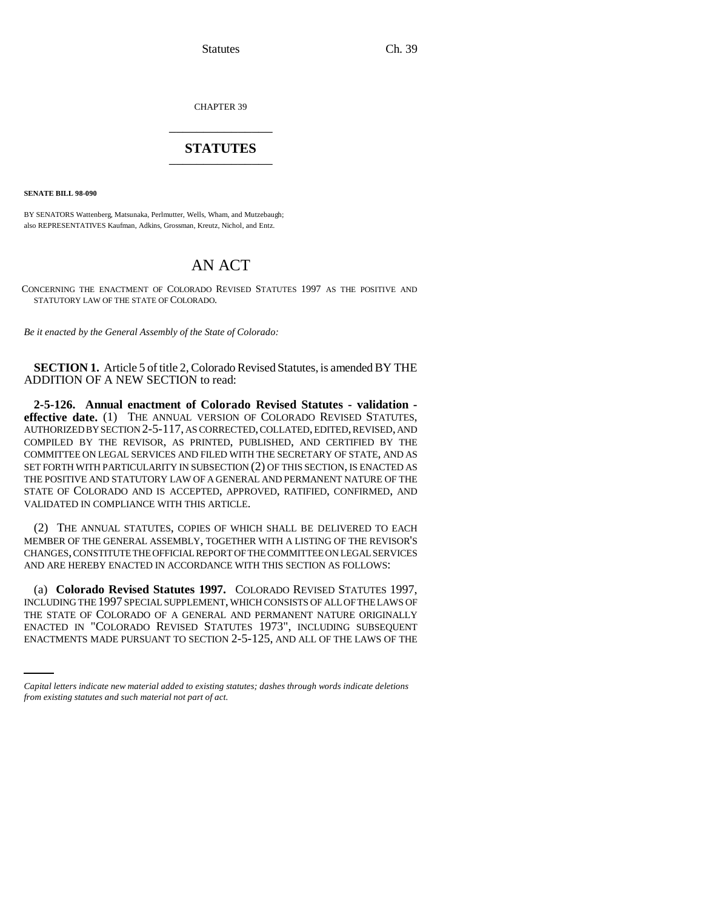CHAPTER 39

# STATUTES

**SENATE BILL 98-090**

BY SENATORS Wattenberg, Matsunaka, Perlmutter, Wells, Wham, and Mutzebaugh; also REPRESENTATIVES Kaufman, Adkins, Grossman, Kreutz, Nichol, and Entz.

## AN ACT

CONCERNING THE ENACTMENT OF COLORADO REVISED STATUTES 1997 AS THE POSITIVE AND STATUTORY LAW OF THE STATE OF COLORADO.

*Be it enacted by the General Assembly of the State of Colorado:*

**SECTION 1.** Article 5 of title 2, Colorado Revised Statutes, is amended BY THE ADDITION OF A NEW SECTION to read:

**2-5-126. Annual enactment of Colorado Revised Statutes - validation - effective date.** (1) THE ANNUAL VERSION OF COLORADO REVISED STATUTES, AUTHORIZED BY SECTION 2-5-117, AS CORRECTED, COLLATED, EDITED, REVISED, AND COMPILED BY THE REVISOR, AS PRINTED, PUBLISHED, AND CERTIFIED BY THE COMMITTEE ON LEGAL SERVICES AND FILED WITH THE SECRETARY OF STATE, AND AS SET FORTH WITH PARTICULARITY IN SUBSECTION (2) OF THIS SECTION, IS ENACTED AS THE POSITIVE AND STATUTORY LAW OF A GENERAL AND PERMANENT NATURE OF THE STATE OF COLORADO AND IS ACCEPTED, APPROVED, RATIFIED, CONFIRMED, AND VALIDATED IN COMPLIANCE WITH THIS ARTICLE.

(2) THE ANNUAL STATUTES, COPIES OF WHICH SHALL BE DELIVERED TO EACH MEMBER OF THE GENERAL ASSEMBLY, TOGETHER WITH A LISTING OF THE REVISOR'S CHANGES, CONSTITUTE THE OFFICIAL REPORT OF THE COMMITTEE ON LEGAL SERVICES AND ARE HEREBY ENACTED IN ACCORDANCE WITH THIS SECTION AS FOLLOWS:

(a) **Colorado Revised Statutes 1997.** COLORADO REVISED STATUTES 1997, INCLUDING THE 1997 SPECIAL SUPPLEMENT, WHICH CONSISTS OF ALL OF THE LAWS OF THE STATE OF COLORADO OF A GENERAL AND PERMANENT NATURE ORIGINALLY ENACTED IN "COLORADO REVISED STATUTES 1973", INCLUDING SUBSEQUENT ENACTMENTS MADE PURSUANT TO SECTION 2-5-125, AND ALL OF THE LAWS OF THE

*Capital letters indicate new material added to existing statutes; dashes through words indicate deletions from existing statutes and such material not part of act.*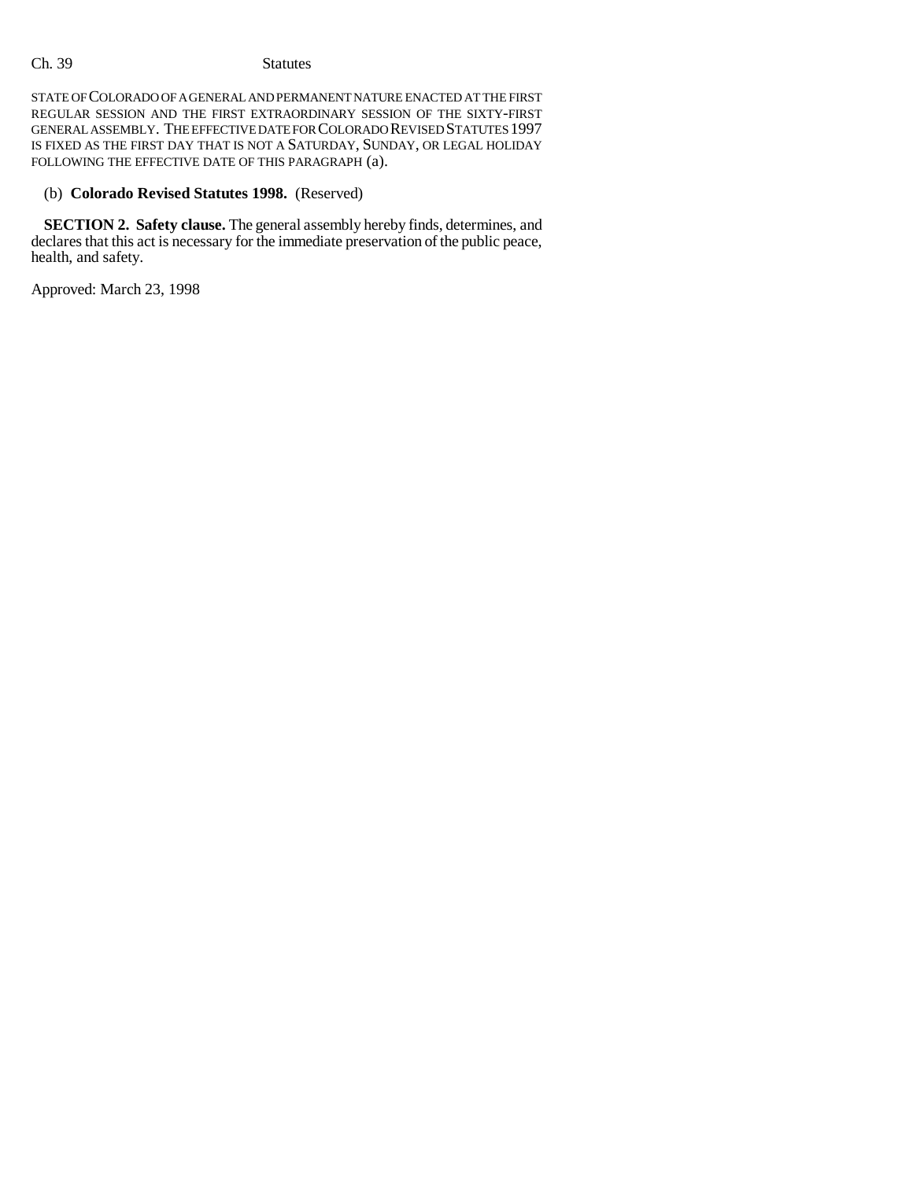STATE OF COLORADO OF A GENERAL AND PERMANENT NATURE ENACTED AT THE FIRST REGULAR SESSION AND THE FIRST EXTRAORDINARY SESSION OF THE SIXTY-FIRST GENERAL ASSEMBLY. THE EFFECTIVE DATE FOR COLORADO REVISED STATUTES 1997 IS FIXED AS THE FIRST DAY THAT IS NOT A SATURDAY, SUNDAY, OR LEGAL HOLIDAY FOLLOWING THE EFFECTIVE DATE OF THIS PARAGRAPH (a).

(b) **Colorado Revised Statutes 1998.** (Reserved)

**SECTION 2. Safety clause.** The general assembly hereby finds, determines, and declares that this act is necessary for the immediate preservation of the public peace, health, and safety.

Approved: March 23, 1998